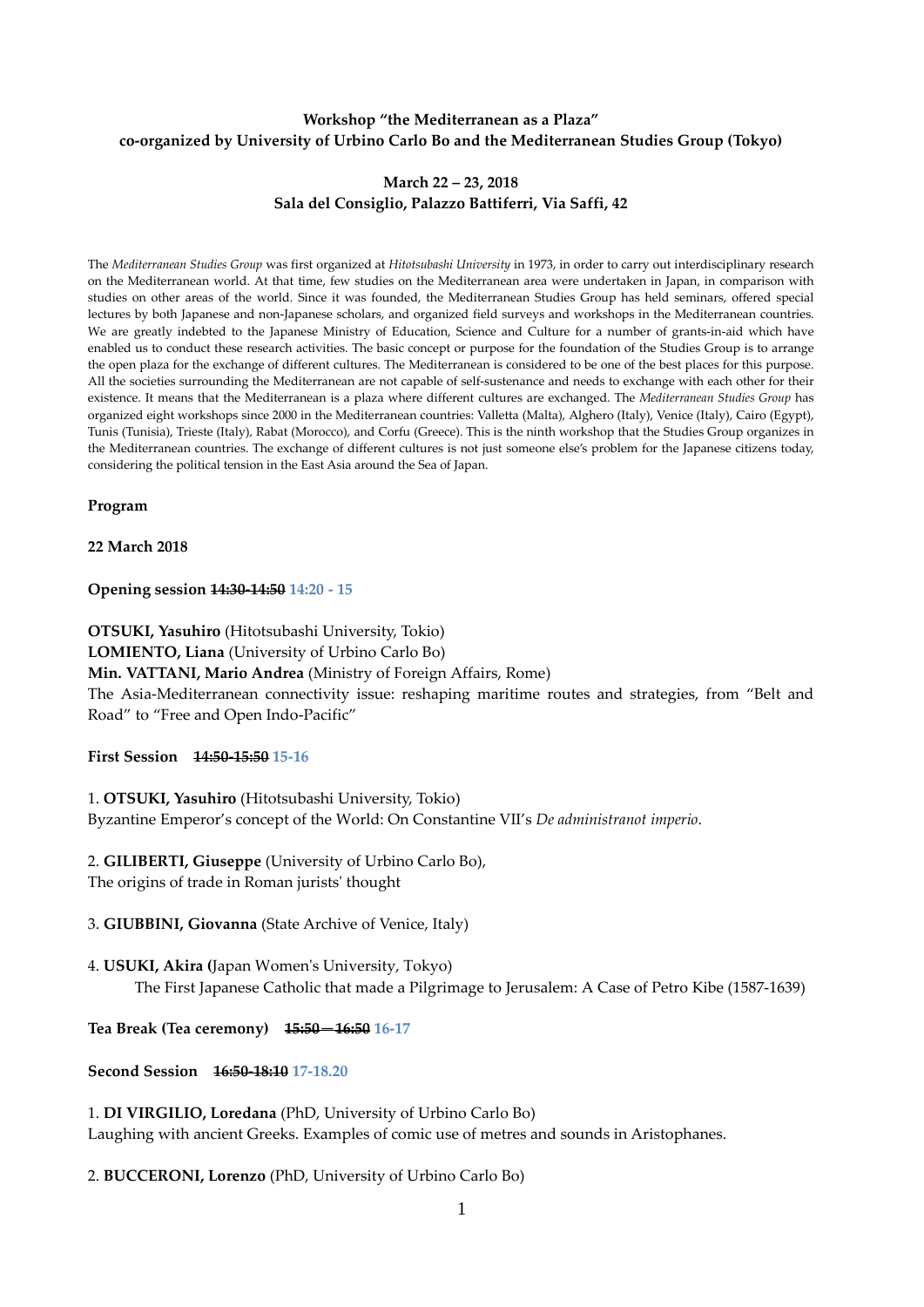**Workshop "the Mediterranean as a Plaza"**
**co-organized by University of Urbino Carlo Bo and the Mediterranean Studies Group (Tokyo)**

**March 22 – 23, 2018**
**Sala del Consiglio, Palazzo Battiferri, Via Saffi, 42**

The *Mediterranean Studies Group* was first organized at *Hitotsubashi University* in 1973, in order to carry out interdisciplinary research on the Mediterranean world. At that time, few studies on the Mediterranean area were undertaken in Japan, in comparison with studies on other areas of the world. Since it was founded, the Mediterranean Studies Group has held seminars, offered special lectures by both Japanese and non-Japanese scholars, and organized field surveys and workshops in the Mediterranean countries. We are greatly indebted to the Japanese Ministry of Education, Science and Culture for a number of grants-in-aid which have enabled us to conduct these research activities. The basic concept or purpose for the foundation of the Studies Group is to arrange the open plaza for the exchange of different cultures. The Mediterranean is considered to be one of the best places for this purpose. All the societies surrounding the Mediterranean are not capable of self-sustenance and needs to exchange with each other for their existence. It means that the Mediterranean is a plaza where different cultures are exchanged. The *Mediterranean Studies Group* has organized eight workshops since 2000 in the Mediterranean countries: Valletta (Malta), Alghero (Italy), Venice (Italy), Cairo (Egypt), Tunis (Tunisia), Trieste (Italy), Rabat (Morocco), and Corfu (Greece). This is the ninth workshop that the Studies Group organizes in the Mediterranean countries. The exchange of different cultures is not just someone else's problem for the Japanese citizens today, considering the political tension in the East Asia around the Sea of Japan.

**Program**

**22 March 2018**

**Opening session ~~14:30-14:50~~ 14:20 - 15**

**OTSUKI, Yasuhiro** (Hitotsubashi University, Tokio)
**LOMIENTO, Liana** (University of Urbino Carlo Bo)
**Min. VATTANI, Mario Andrea** (Ministry of Foreign Affairs, Rome)
The Asia-Mediterranean connectivity issue: reshaping maritime routes and strategies, from "Belt and Road" to "Free and Open Indo-Pacific"

**First Session ~~14:50-15:50~~ 15-16**

1. **OTSUKI, Yasuhiro** (Hitotsubashi University, Tokio)
Byzantine Emperor's concept of the World: On Constantine VII's *De administranot imperio*.

2. **GILIBERTI, Giuseppe** (University of Urbino Carlo Bo),
The origins of trade in Roman jurists' thought

3. **GIUBBINI, Giovanna** (State Archive of Venice, Italy)

4. **USUKI, Akira (**Japan Women's University, Tokyo)
The First Japanese Catholic that made a Pilgrimage to Jerusalem: A Case of Petro Kibe (1587-1639)

**Tea Break (Tea ceremony) ~~15:50 – 16:50~~ 16-17**

**Second Session ~~16:50-18:10~~ 17-18.20**

1. **DI VIRGILIO, Loredana** (PhD, University of Urbino Carlo Bo)
Laughing with ancient Greeks. Examples of comic use of metres and sounds in Aristophanes.

2. **BUCCERONI, Lorenzo** (PhD, University of Urbino Carlo Bo)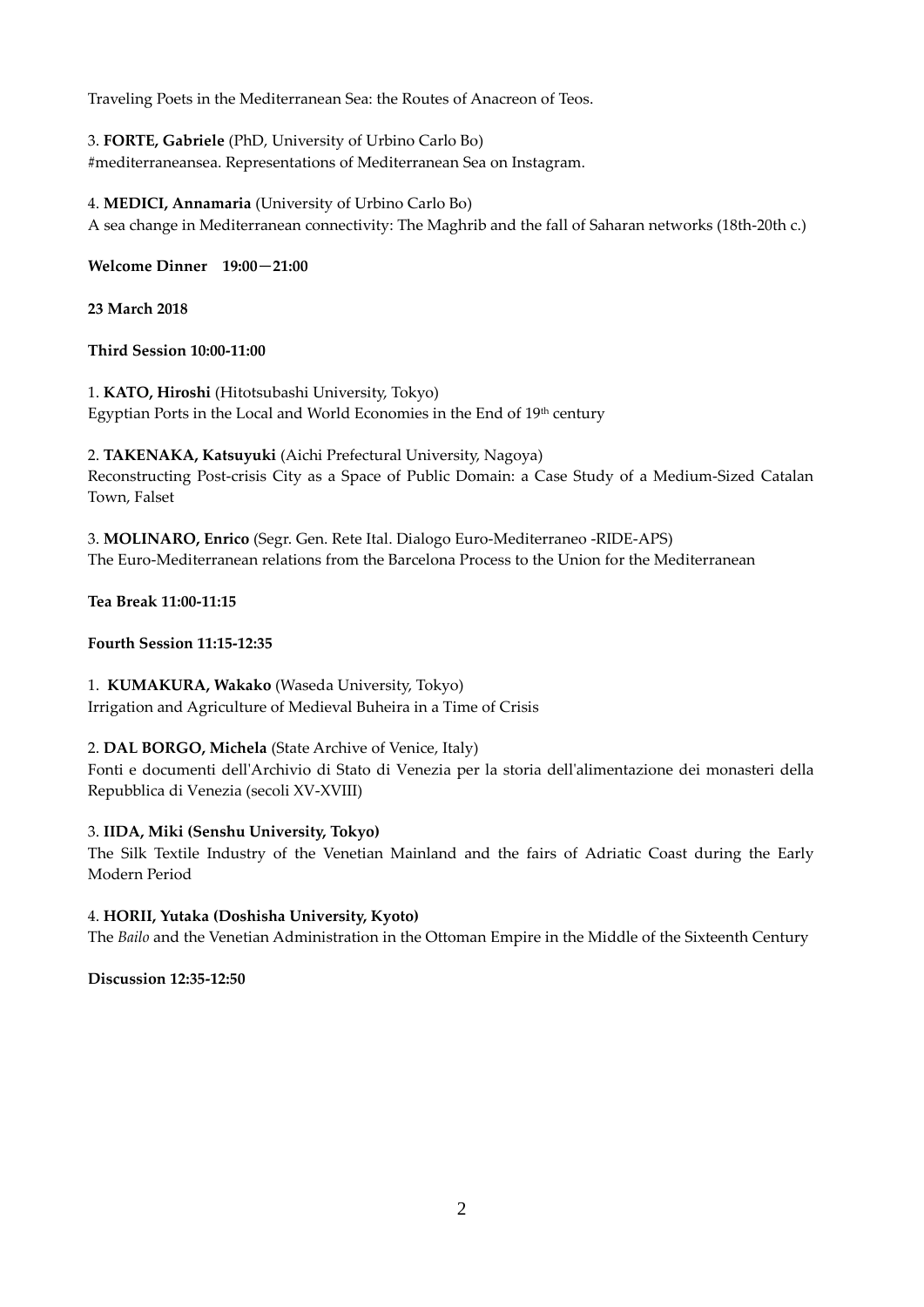Traveling Poets in the Mediterranean Sea: the Routes of Anacreon of Teos.

3. **FORTE, Gabriele** (PhD, University of Urbino Carlo Bo)
#mediterraneansea. Representations of Mediterranean Sea on Instagram.

4. **MEDICI, Annamaria** (University of Urbino Carlo Bo)
A sea change in Mediterranean connectivity: The Maghrib and the fall of Saharan networks (18th-20th c.)

**Welcome Dinner 19:00—21:00**

**23 March 2018**

**Third Session 10:00-11:00**

1. **KATO, Hiroshi** (Hitotsubashi University, Tokyo)
Egyptian Ports in the Local and World Economies in the End of 19th century

2. **TAKENAKA, Katsuyuki** (Aichi Prefectural University, Nagoya)
Reconstructing Post-crisis City as a Space of Public Domain: a Case Study of a Medium-Sized Catalan Town, Falset

3. **MOLINARO, Enrico** (Segr. Gen. Rete Ital. Dialogo Euro-Mediterraneo -RIDE-APS)
The Euro-Mediterranean relations from the Barcelona Process to the Union for the Mediterranean

**Tea Break 11:00-11:15**

**Fourth Session 11:15-12:35**

1. **KUMAKURA, Wakako** (Waseda University, Tokyo)
Irrigation and Agriculture of Medieval Buheira in a Time of Crisis

2. **DAL BORGO, Michela** (State Archive of Venice, Italy)
Fonti e documenti dell'Archivio di Stato di Venezia per la storia dell'alimentazione dei monasteri della Repubblica di Venezia (secoli XV-XVIII)

3. **IIDA, Miki (Senshu University, Tokyo)**
The Silk Textile Industry of the Venetian Mainland and the fairs of Adriatic Coast during the Early Modern Period

4. **HORII, Yutaka (Doshisha University, Kyoto)**
The *Bailo* and the Venetian Administration in the Ottoman Empire in the Middle of the Sixteenth Century

**Discussion 12:35-12:50**